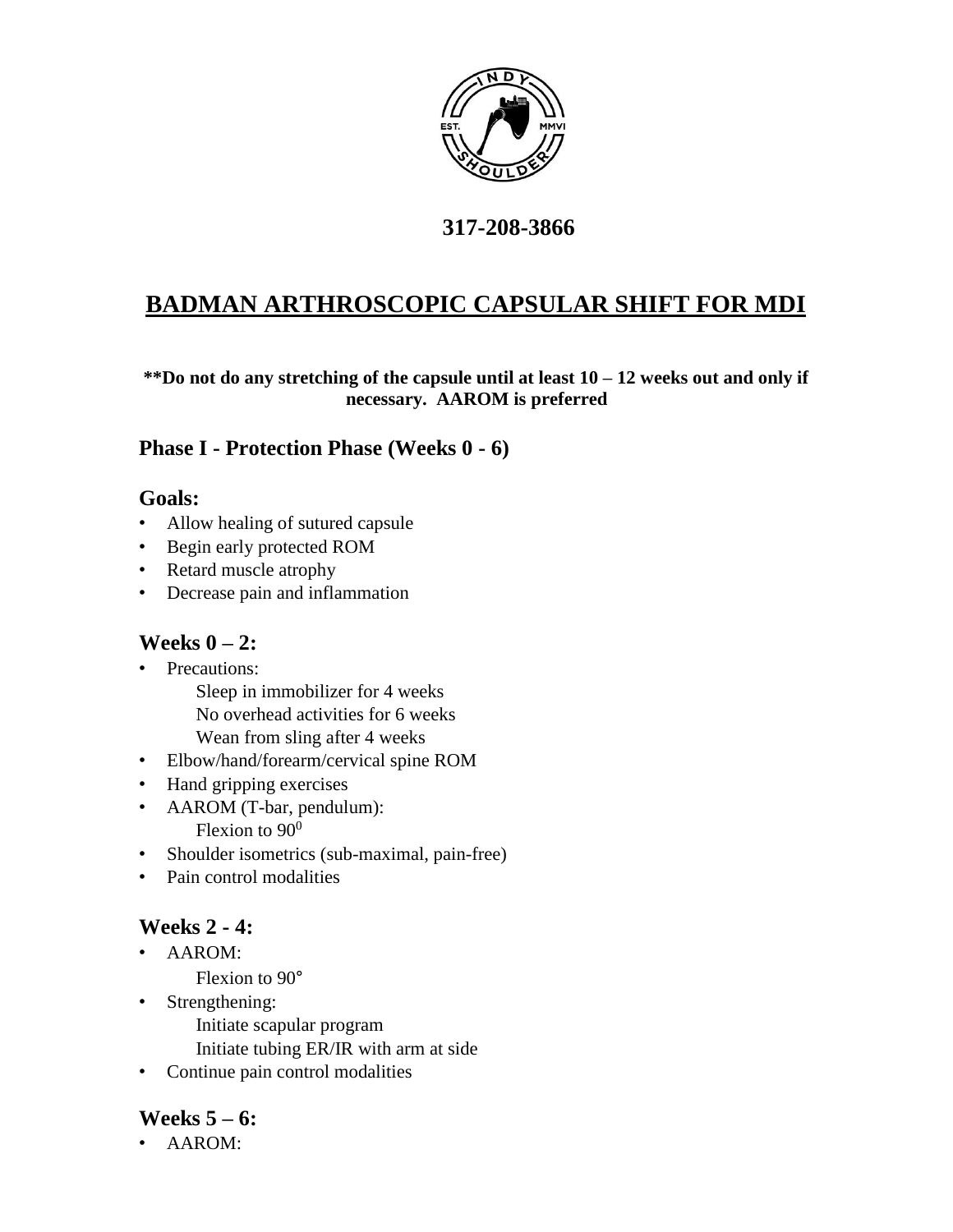**317-208-3866**

# BADMAN ARTHROSCOPIC CAPSULAR SHIFT FOR MDI

**\*\*Do not do any stretching of the capsule until at least 10 – 12 weeks out and only if necessary. AAROM is preferred**

## Phase I - Protection Phase (Weeks 0 - 6)

### Goals:

- Allow healing of sutured capsule
- Begin early protected ROM
- Retard muscle atrophy
- Decrease pain and inflammation

### Weeks 0 – 2:

- Precautions:
  - Sleep in immobilizer for 4 weeks
  - No overhead activities for 6 weeks
  - Wean from sling after 4 weeks
- Elbow/hand/forearm/cervical spine ROM
- Hand gripping exercises
- AAROM (T-bar, pendulum):
  - Flexion to $90^0$
- Shoulder isometrics (sub-maximal, pain-free)
- Pain control modalities

### Weeks 2 - 4:

- AAROM:
  - Flexion to 90°
- Strengthening:
  - Initiate scapular program
  - Initiate tubing ER/IR with arm at side
- Continue pain control modalities

### Weeks 5 – 6:

- AAROM: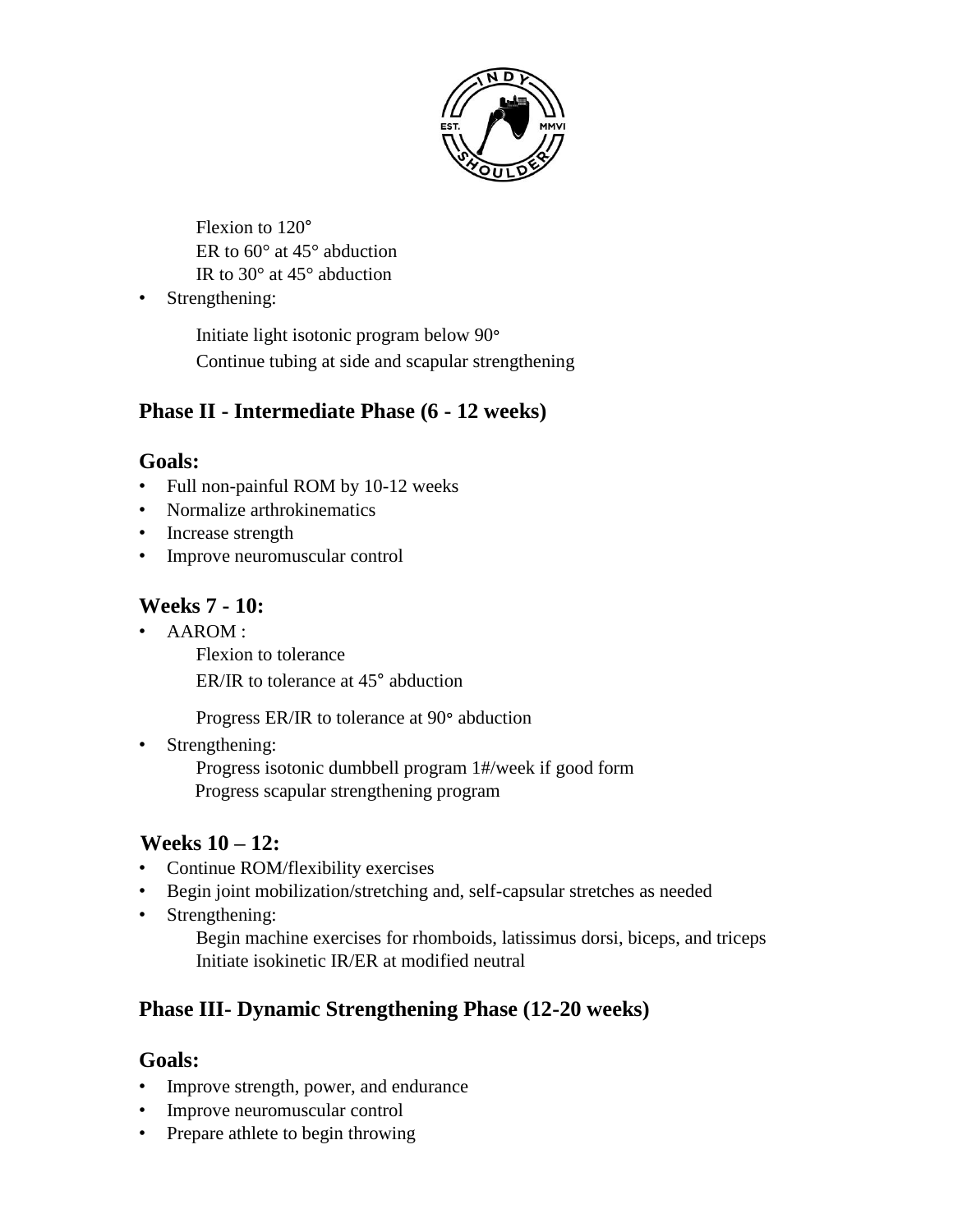Flexion to 120°
ER to 60° at 45° abduction
IR to 30° at 45° abduction

- Strengthening:

  Initiate light isotonic program below 90°
  Continue tubing at side and scapular strengthening

## Phase II - Intermediate Phase (6 - 12 weeks)

### Goals:

- Full non-painful ROM by 10-12 weeks
- Normalize arthrokinematics
- Increase strength
- Improve neuromuscular control

### Weeks 7 - 10:

- AAROM :
  Flexion to tolerance
  ER/IR to tolerance at 45° abduction

  Progress ER/IR to tolerance at 90° abduction
- Strengthening:
  Progress isotonic dumbbell program 1#/week if good form
  Progress scapular strengthening program

### Weeks 10 – 12:

- Continue ROM/flexibility exercises
- Begin joint mobilization/stretching and, self-capsular stretches as needed
- Strengthening:
  Begin machine exercises for rhomboids, latissimus dorsi, biceps, and triceps
  Initiate isokinetic IR/ER at modified neutral

## Phase III- Dynamic Strengthening Phase (12-20 weeks)

### Goals:

- Improve strength, power, and endurance
- Improve neuromuscular control
- Prepare athlete to begin throwing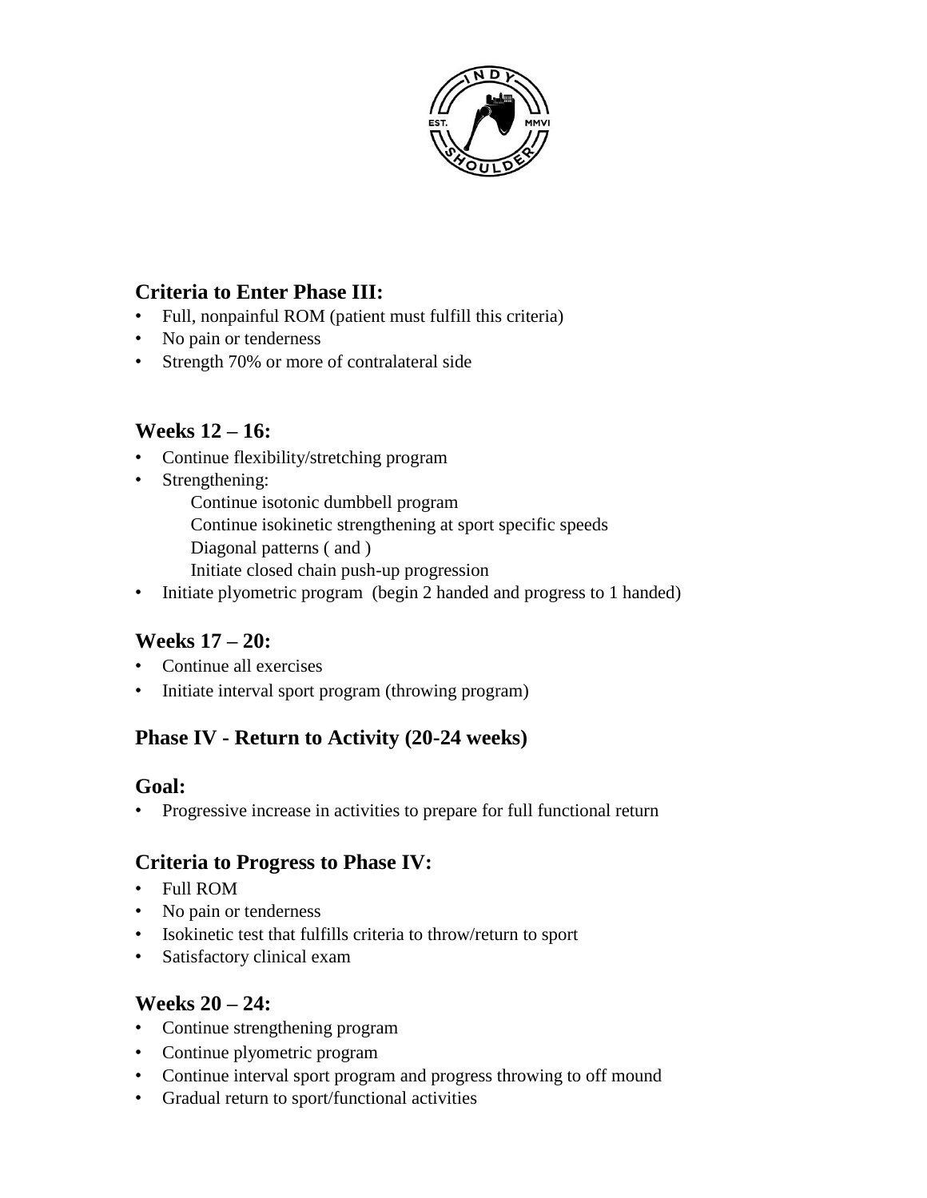### Criteria to Enter Phase III:

- Full, nonpainful ROM (patient must fulfill this criteria)
- No pain or tenderness
- Strength 70% or more of contralateral side

### Weeks 12 – 16:

- Continue flexibility/stretching program
- Strengthening:
  - Continue isotonic dumbbell program
  - Continue isokinetic strengthening at sport specific speeds
  - Diagonal patterns ( and )
  - Initiate closed chain push-up progression
- Initiate plyometric program (begin 2 handed and progress to 1 handed)

### Weeks 17 – 20:

- Continue all exercises
- Initiate interval sport program (throwing program)

## Phase IV - Return to Activity (20-24 weeks)

### Goal:

- Progressive increase in activities to prepare for full functional return

### Criteria to Progress to Phase IV:

- Full ROM
- No pain or tenderness
- Isokinetic test that fulfills criteria to throw/return to sport
- Satisfactory clinical exam

### Weeks 20 – 24:

- Continue strengthening program
- Continue plyometric program
- Continue interval sport program and progress throwing to off mound
- Gradual return to sport/functional activities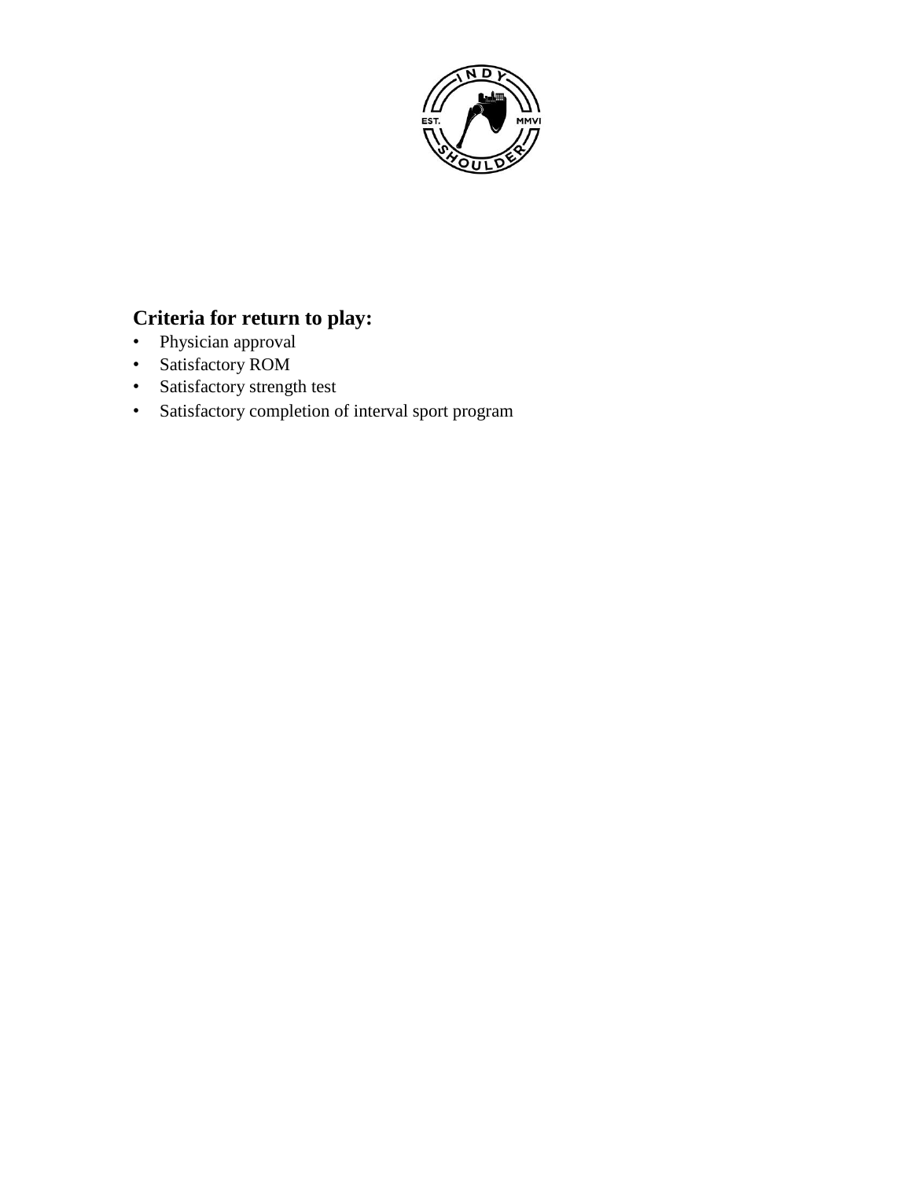**Criteria for return to play:**

- Physician approval
- Satisfactory ROM
- Satisfactory strength test
- Satisfactory completion of interval sport program